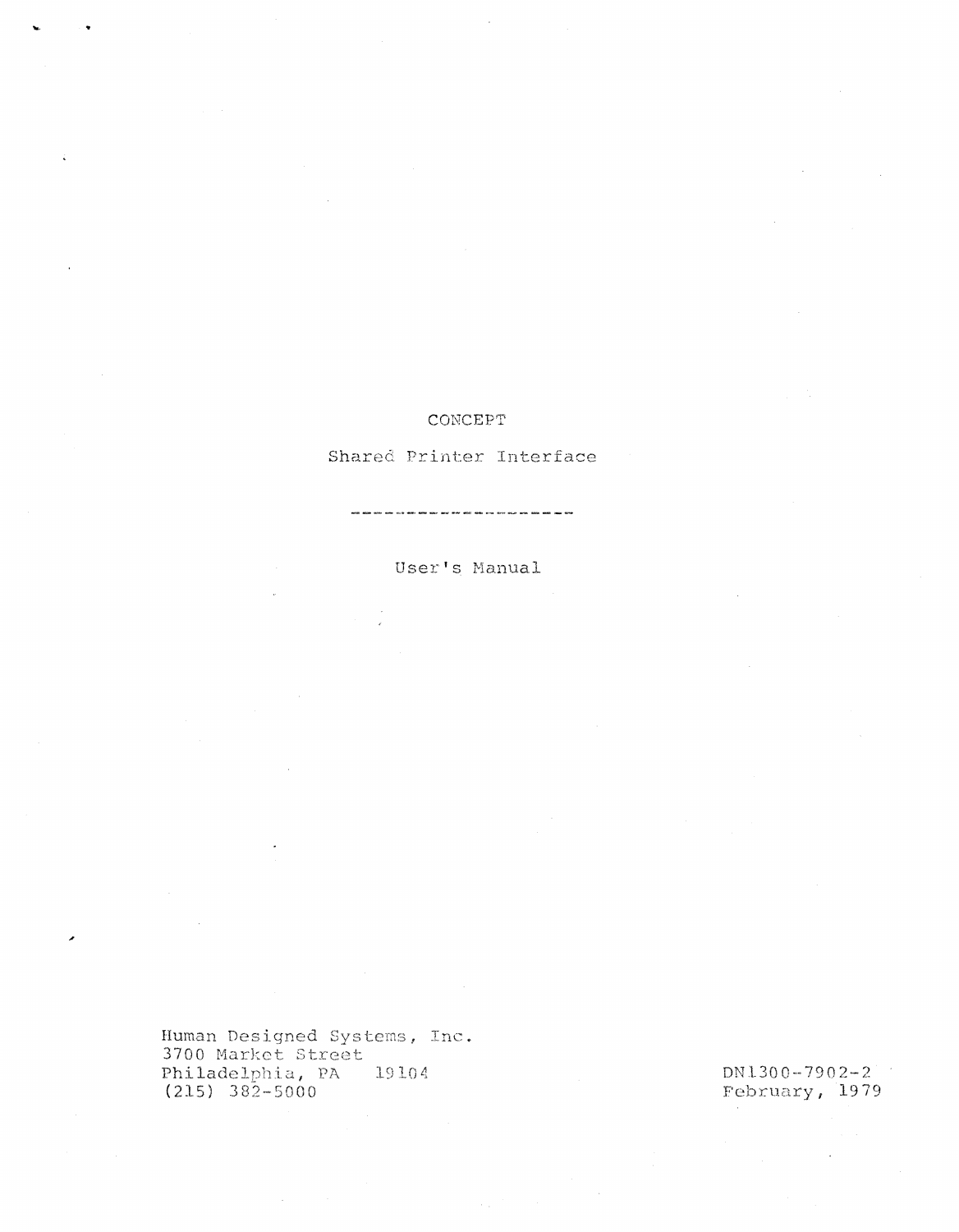# CONCEPT

## Shared Printer Interface

--------------------

User's Manual

Human Designed Systems, Inc.
3700 Market Street
Philadelphia, PA 19104
(215) 382-5000

DN1300-7902-2
February, 1979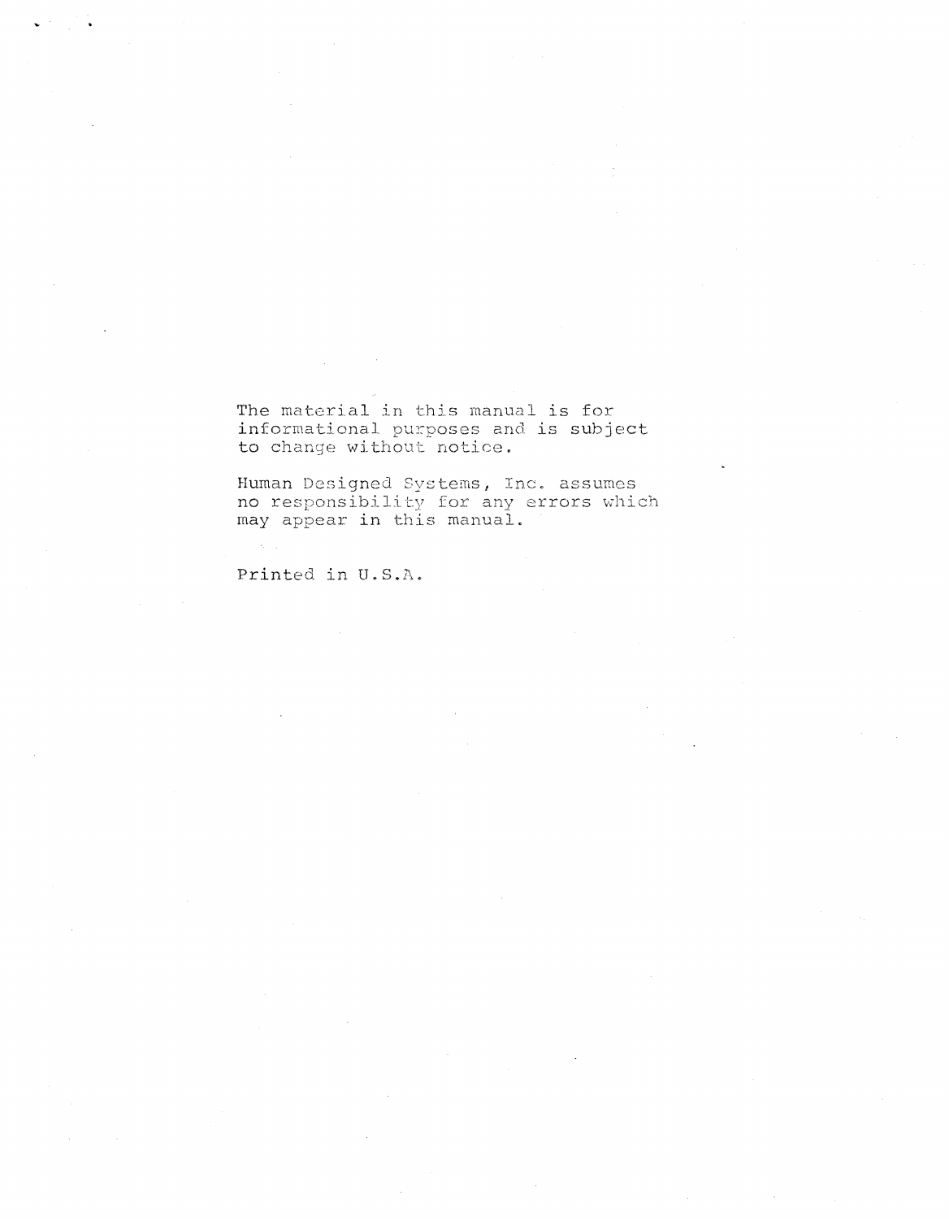The material in this manual is for informational purposes and is subject to change without notice.

Human Designed Systems, Inc. assumes no responsibility for any errors which may appear in this manual.

Printed in U.S.A.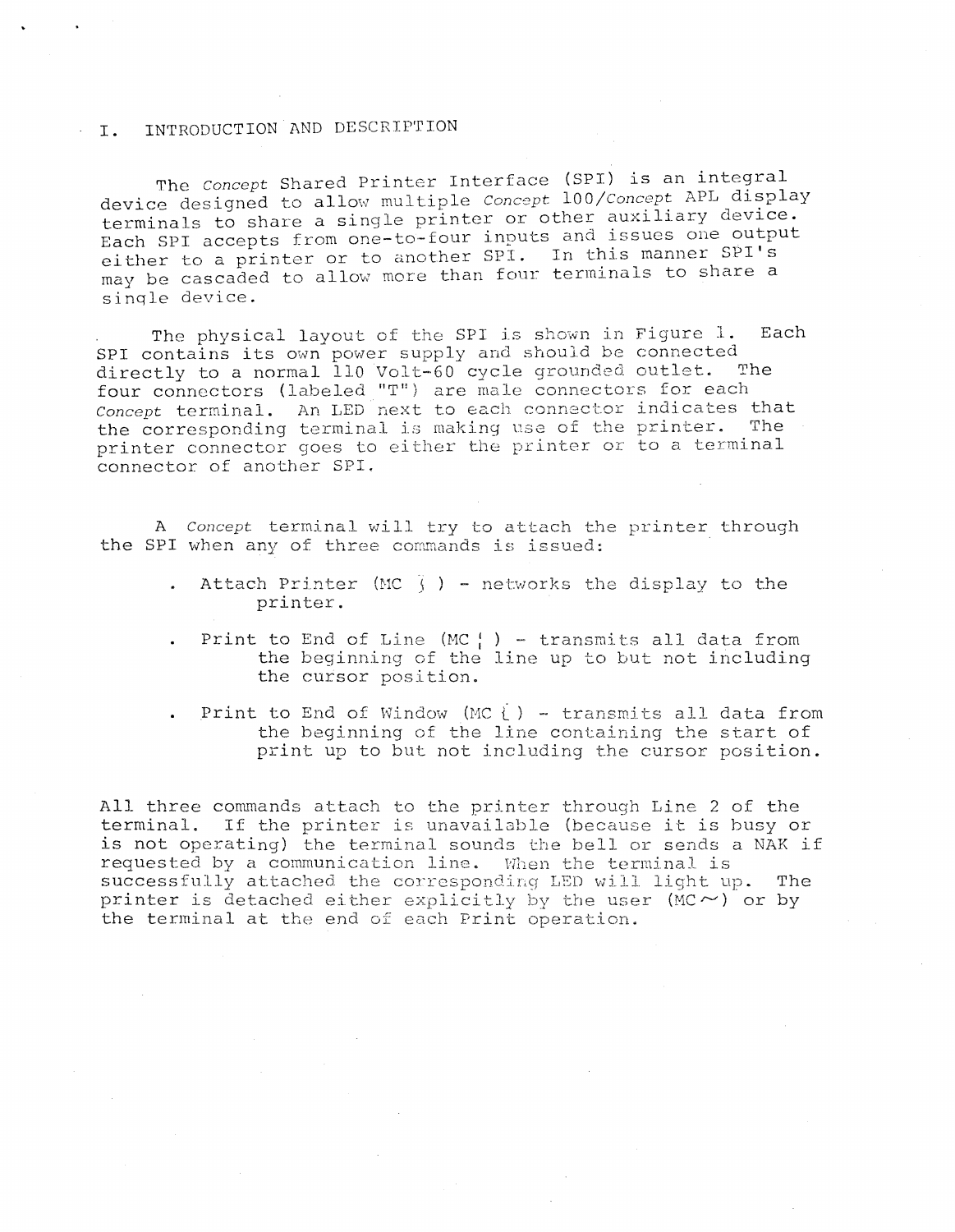# I. INTRODUCTION AND DESCRIPTION

The *Concept* Shared Printer Interface (SPI) is an integral device designed to allow multiple *Concept* 100/*Concept* APL display terminals to share a single printer or other auxiliary device. Each SPI accepts from one-to-four inputs and issues one output either to a printer or to another SPI. In this manner SPI's may be cascaded to allow more than four terminals to share a single device.

The physical layout of the SPI is shown in Figure 1. Each SPI contains its own power supply and should be connected directly to a normal 110 Volt-60 cycle grounded outlet. The four connectors (labeled "T") are male connectors for each *Concept* terminal. An LED next to each connector indicates that the corresponding terminal is making use of the printer. The printer connector goes to either the printer or to a terminal connector of another SPI.

A *Concept* terminal will try to attach the printer through the SPI when any of three commands is issued:

- Attach Printer (MC } ) - networks the display to the printer.
- Print to End of Line (MC ¦ ) - transmits all data from the beginning of the line up to but not including the cursor position.
- Print to End of Window (MC { ) - transmits all data from the beginning of the line containing the start of print up to but not including the cursor position.

All three commands attach to the printer through Line 2 of the terminal. If the printer is unavailable (because it is busy or is not operating) the terminal sounds the bell or sends a NAK if requested by a communication line. When the terminal is successfully attached the corresponding LED will light up. The printer is detached either explicitly by the user (MC ~) or by the terminal at the end of each Print operation.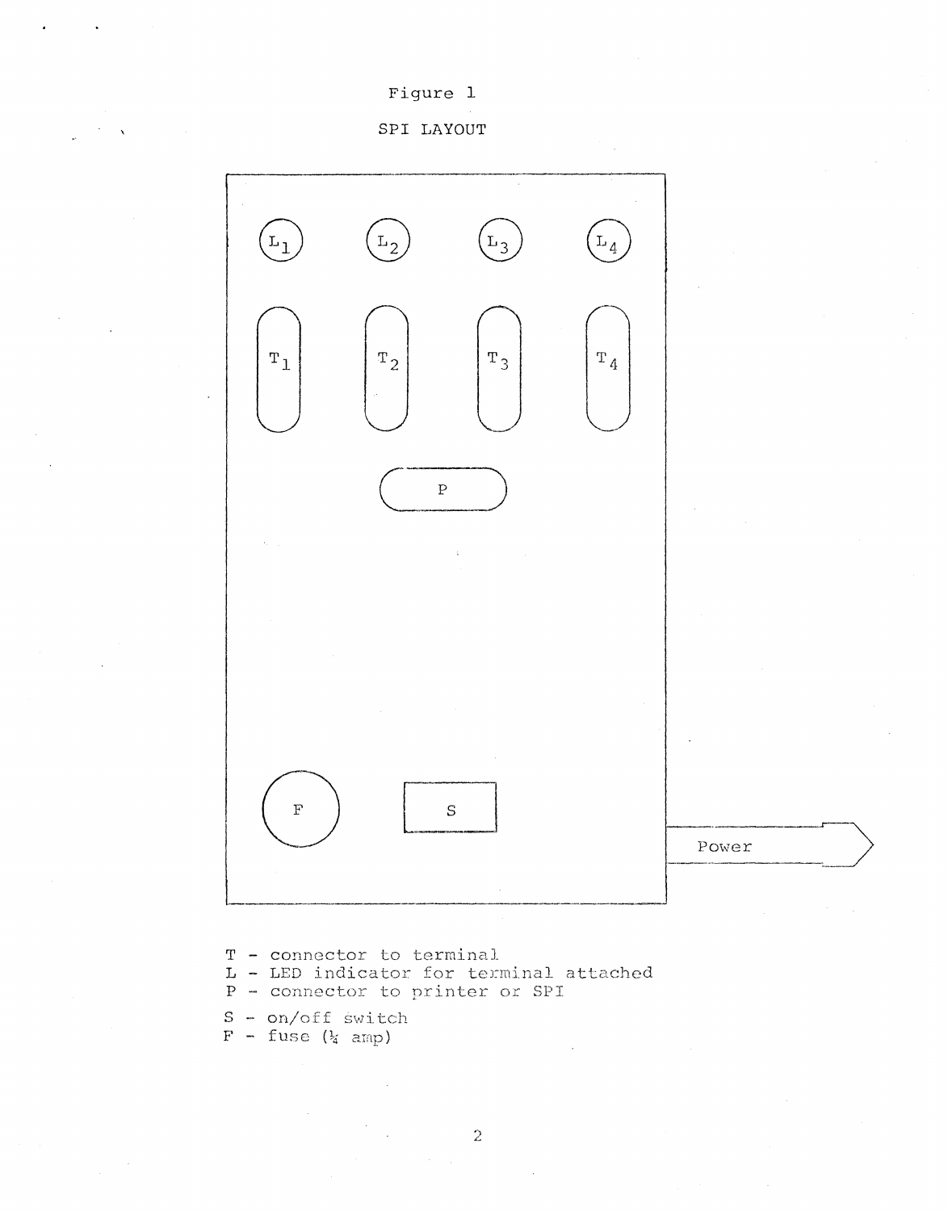Figure 1

SPI LAYOUT

$L_1$ $L_2$ $L_3$ $L_4$

$T_1$ $T_2$ $T_3$ $T_4$

P

F S

Power

T - connector to terminal
L - LED indicator for terminal attached
P - connector to printer or SPI

S - on/off switch
F - fuse (¼ amp)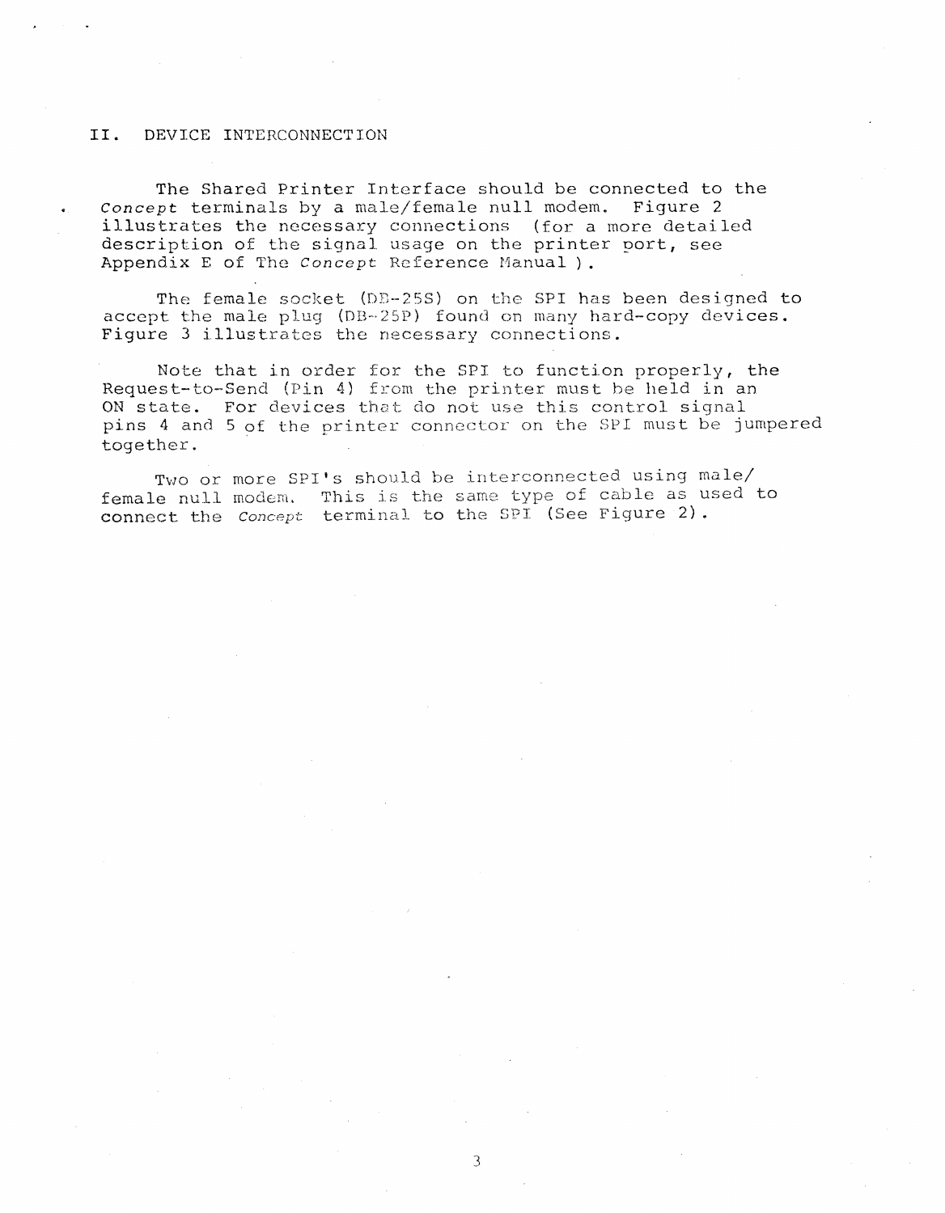## II. DEVICE INTERCONNECTION

The Shared Printer Interface should be connected to the *Concept* terminals by a male/female null modem. Figure 2 illustrates the necessary connections (for a more detailed description of the signal usage on the printer port, see Appendix E of The *Concept* Reference Manual).

The female socket (DB-25S) on the SPI has been designed to accept the male plug (DB-25P) found on many hard-copy devices. Figure 3 illustrates the necessary connections.

Note that in order for the SPI to function properly, the Request-to-Send (Pin 4) from the printer must be held in an ON state. For devices that do not use this control signal pins 4 and 5 of the printer connector on the SPI must be jumpered together.

Two or more SPI's should be interconnected using male/female null modem. This is the same type of cable as used to connect the *Concept* terminal to the SPI (See Figure 2).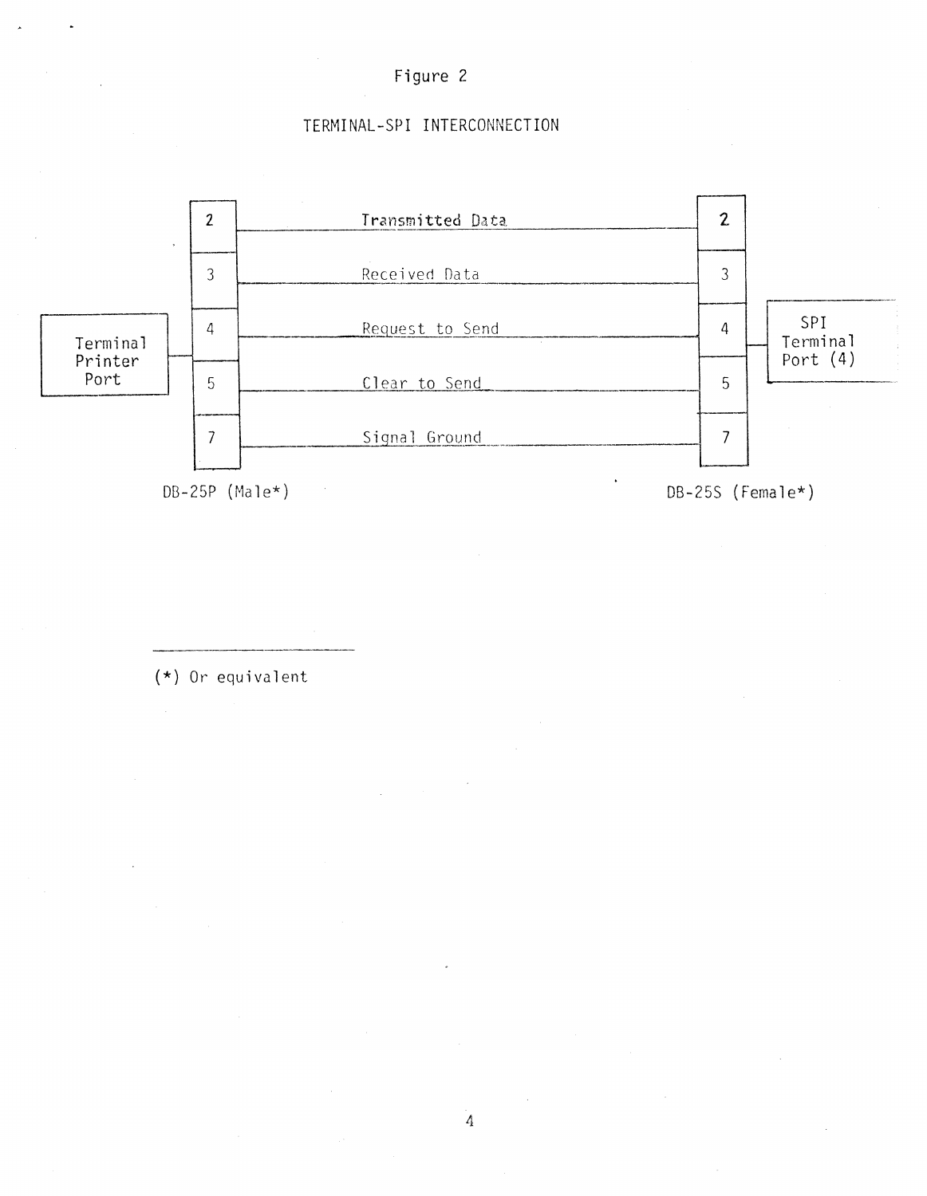Figure 2

TERMINAL-SPI INTERCONNECTION

| Terminal Printer Port DB-25P (Male*) | Signal | SPI Terminal Port (4) DB-25S (Female*) |
| --- | --- | --- |
| 2 | Transmitted Data | 2 |
| 3 | Received Data | 3 |
| 4 | Request to Send | 4 |
| 5 | Clear to Send | 5 |
| 7 | Signal Ground | 7 |

(*) Or equivalent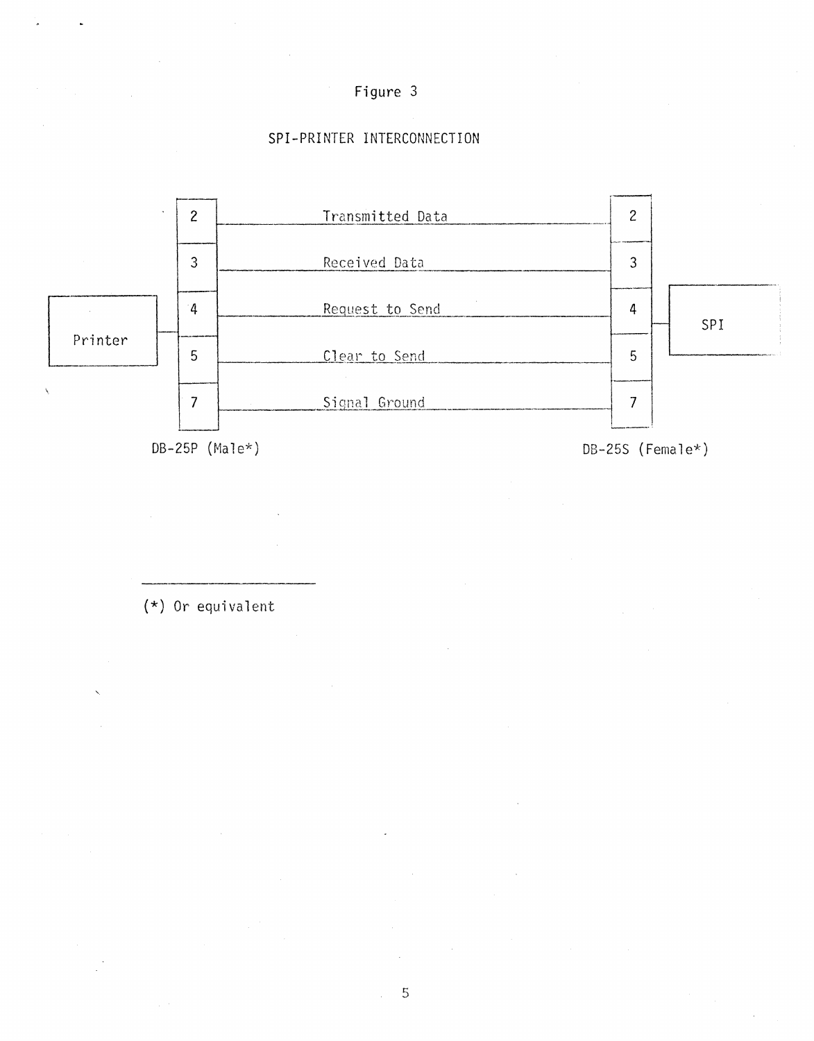Figure 3

SPI-PRINTER INTERCONNECTION

| Printer DB-25P (Male*) | Signal | SPI DB-25S (Female*) |
| --- | --- | --- |
| 2 | Transmitted Data | 2 |
| 3 | Received Data | 3 |
| 4 | Request to Send | 4 |
| 5 | Clear to Send | 5 |
| 7 | Signal Ground | 7 |

(*) Or equivalent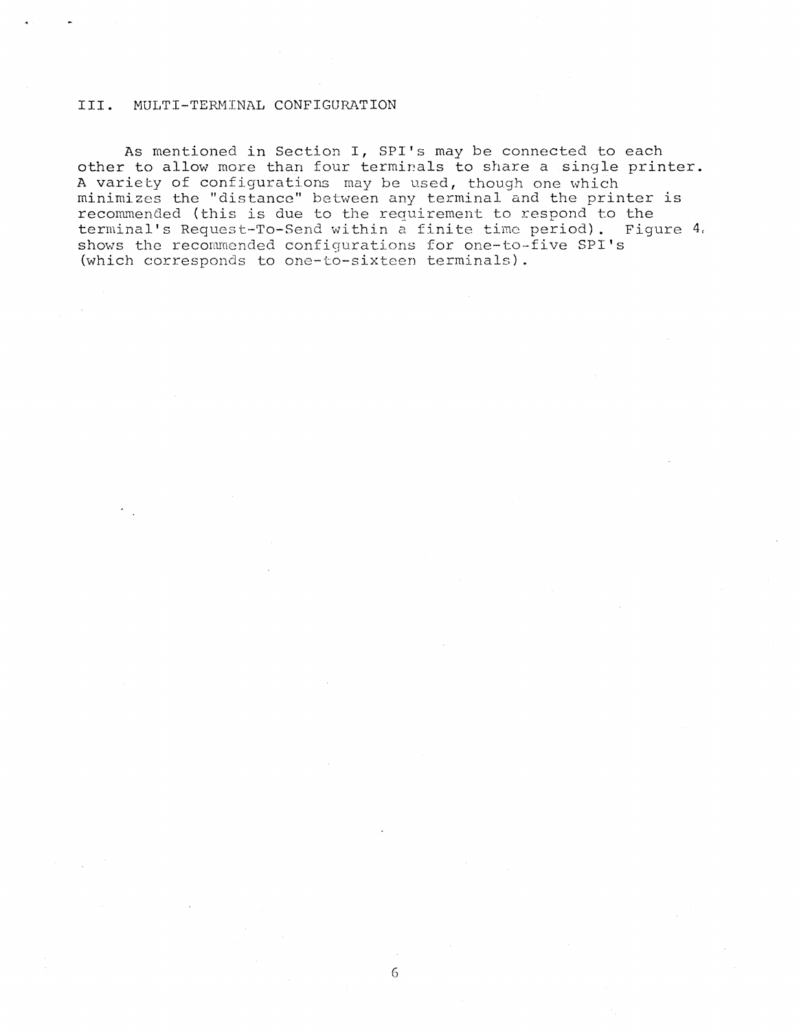## III. MULTI-TERMINAL CONFIGURATION

As mentioned in Section I, SPI's may be connected to each other to allow more than four terminals to share a single printer. A variety of configurations may be used, though one which minimizes the "distance" between any terminal and the printer is recommended (this is due to the requirement to respond to the terminal's Request-To-Send within a finite time period). Figure 4, shows the recommended configurations for one-to-five SPI's (which corresponds to one-to-sixteen terminals).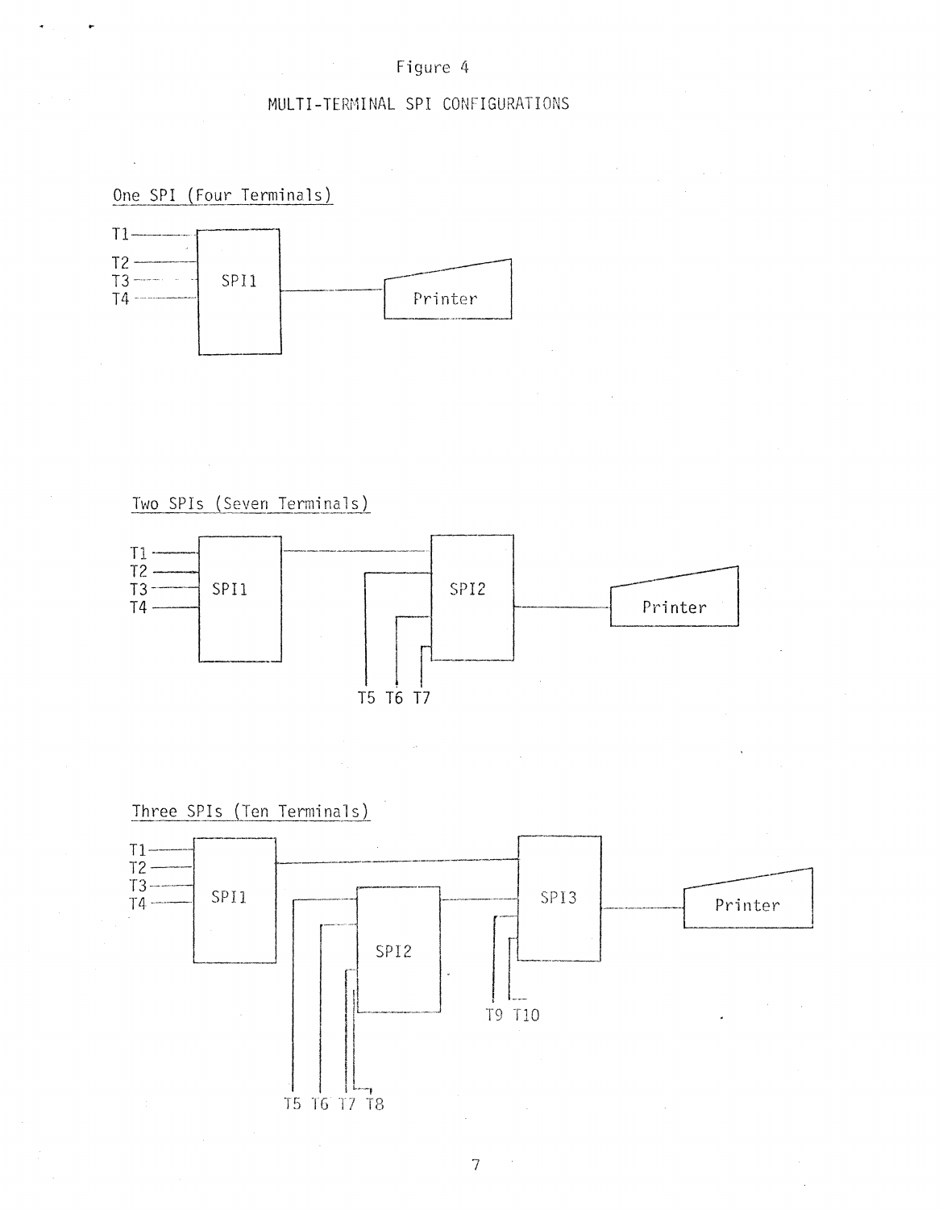Figure 4

MULTI-TERMINAL SPI CONFIGURATIONS

One SPI (Four Terminals)

T1 T2 T3 T4 SPI1 Printer

Two SPIs (Seven Terminals)

T1 T2 T3 T4 SPI1 SPI2 Printer T5 T6 T7

Three SPIs (Ten Terminals)

T1 T2 T3 T4 SPI1 SPI2 SPI3 Printer T9 T10 T5 T6 T7 T8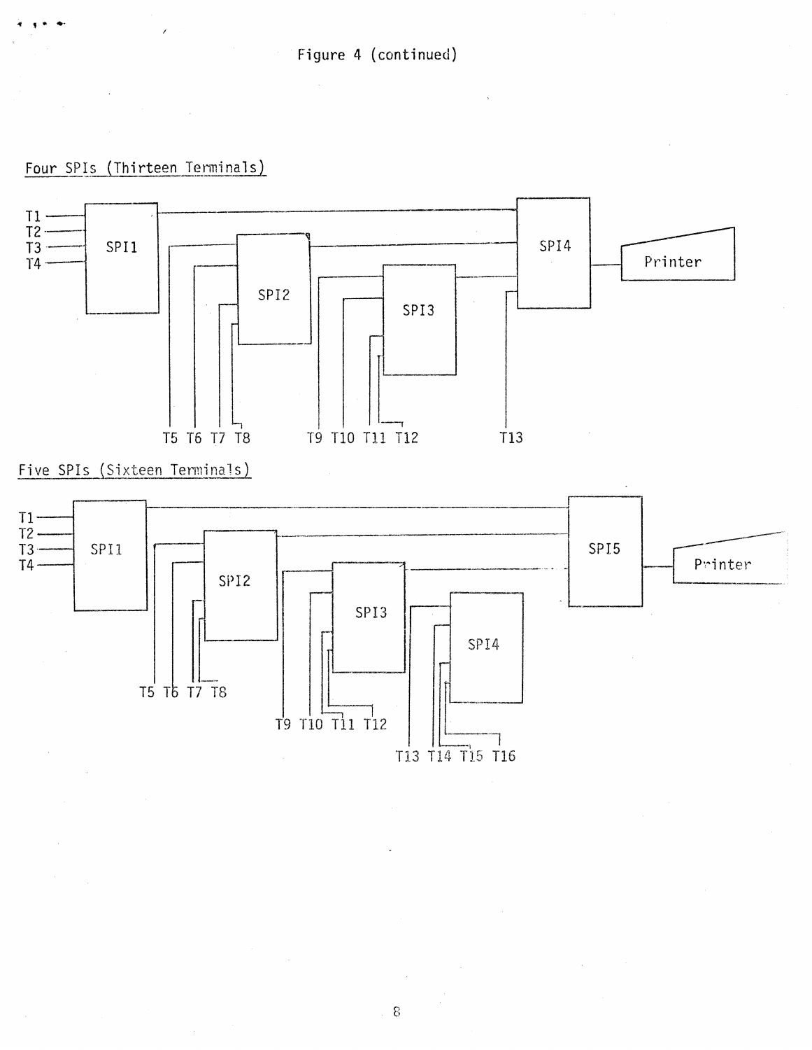Figure 4 (continued)

Four SPIs (Thirteen Terminals)

T1
T2
T3
T4
SPI1
SPI2
SPI3
SPI4
Printer
T5 T6 T7 T8
T9 T10 T11 T12
T13

Five SPIs (Sixteen Terminals)

T1
T2
T3
T4
SPI1
SPI2
SPI3
SPI4
SPI5
Printer
T5 T6 T7 T8
T9 T10 T11 T12
T13 T14 T15 T16